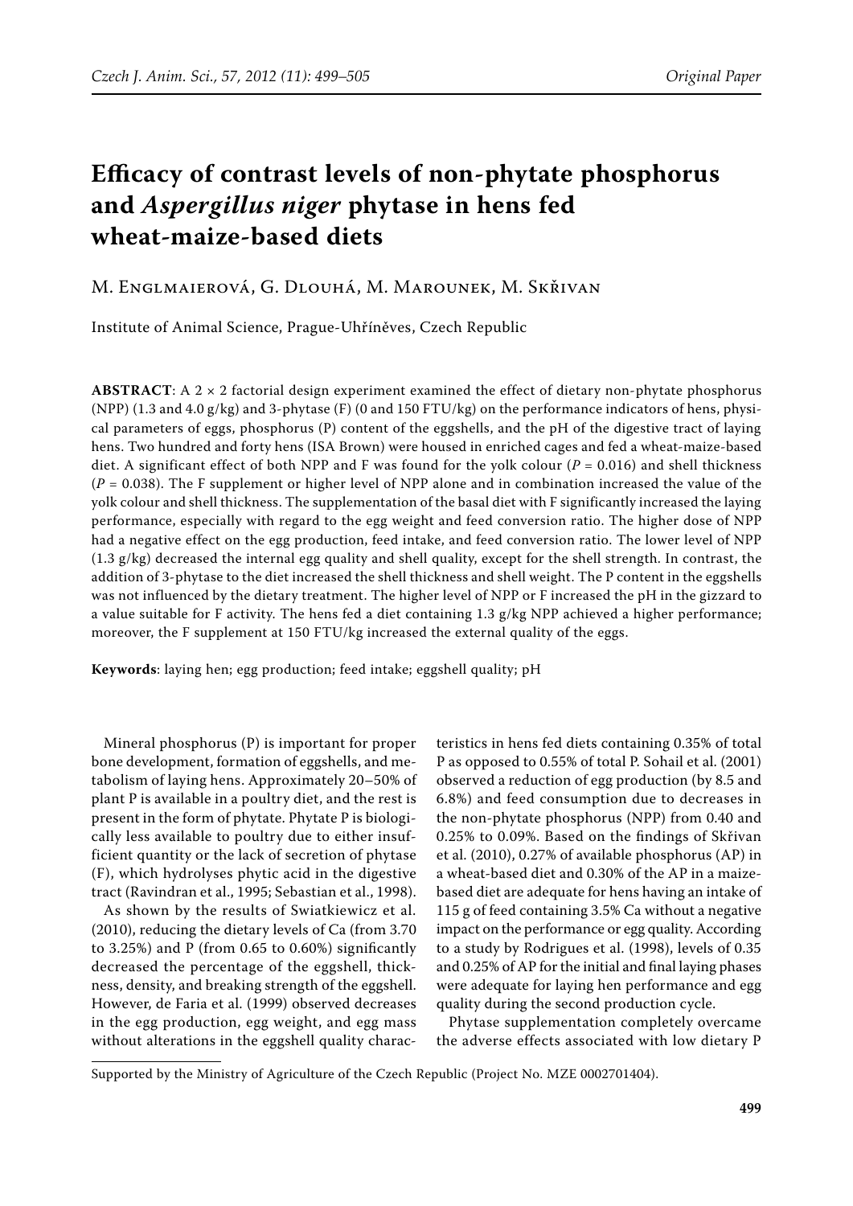# Efficacy of contrast levels of non-phytate phosphorus and *Aspergillus niger* phytase in hens fed wheat-maize-based diets

M. Englmaierová, G. Dlouhá, M. Marounek, M. Skřivan

Institute of Animal Science, Prague-Uhříněves, Czech Republic

**ABSTRACT**: A 2 × 2 factorial design experiment examined the effect of dietary non-phytate phosphorus (NPP) (1.3 and 4.0 g/kg) and 3-phytase (F) (0 and 150 FTU/kg) on the performance indicators of hens, physical parameters of eggs, phosphorus (P) content of the eggshells, and the pH of the digestive tract of laying hens. Two hundred and forty hens (ISA Brown) were housed in enriched cages and fed a wheat-maize-based diet. A significant effect of both NPP and F was found for the yolk colour ($P = 0.016$) and shell thickness ($P = 0.038$). The F supplement or higher level of NPP alone and in combination increased the value of the yolk colour and shell thickness. The supplementation of the basal diet with F significantly increased the laying performance, especially with regard to the egg weight and feed conversion ratio. The higher dose of NPP had a negative effect on the egg production, feed intake, and feed conversion ratio. The lower level of NPP (1.3 g/kg) decreased the internal egg quality and shell quality, except for the shell strength. In contrast, the addition of 3-phytase to the diet increased the shell thickness and shell weight. The P content in the eggshells was not influenced by the dietary treatment. The higher level of NPP or F increased the pH in the gizzard to a value suitable for F activity. The hens fed a diet containing 1.3 g/kg NPP achieved a higher performance; moreover, the F supplement at 150 FTU/kg increased the external quality of the eggs.

**Keywords**: laying hen; egg production; feed intake; eggshell quality; pH

Mineral phosphorus (P) is important for proper bone development, formation of eggshells, and metabolism of laying hens. Approximately 20–50% of plant P is available in a poultry diet, and the rest is present in the form of phytate. Phytate P is biologically less available to poultry due to either insufficient quantity or the lack of secretion of phytase (F), which hydrolyses phytic acid in the digestive tract (Ravindran et al., 1995; Sebastian et al., 1998).

As shown by the results of Swiatkiewicz et al. (2010), reducing the dietary levels of Ca (from 3.70 to 3.25%) and P (from 0.65 to 0.60%) significantly decreased the percentage of the eggshell, thickness, density, and breaking strength of the eggshell. However, de Faria et al. (1999) observed decreases in the egg production, egg weight, and egg mass without alterations in the eggshell quality characteristics in hens fed diets containing 0.35% of total P as opposed to 0.55% of total P. Sohail et al. (2001) observed a reduction of egg production (by 8.5 and 6.8%) and feed consumption due to decreases in the non-phytate phosphorus (NPP) from 0.40 and 0.25% to 0.09%. Based on the findings of Skřivan et al. (2010), 0.27% of available phosphorus (AP) in a wheat-based diet and 0.30% of the AP in a maize-based diet are adequate for hens having an intake of 115 g of feed containing 3.5% Ca without a negative impact on the performance or egg quality. According to a study by Rodrigues et al. (1998), levels of 0.35 and 0.25% of AP for the initial and final laying phases were adequate for laying hen performance and egg quality during the second production cycle.

Phytase supplementation completely overcame the adverse effects associated with low dietary P

Supported by the Ministry of Agriculture of the Czech Republic (Project No. MZE 0002701404).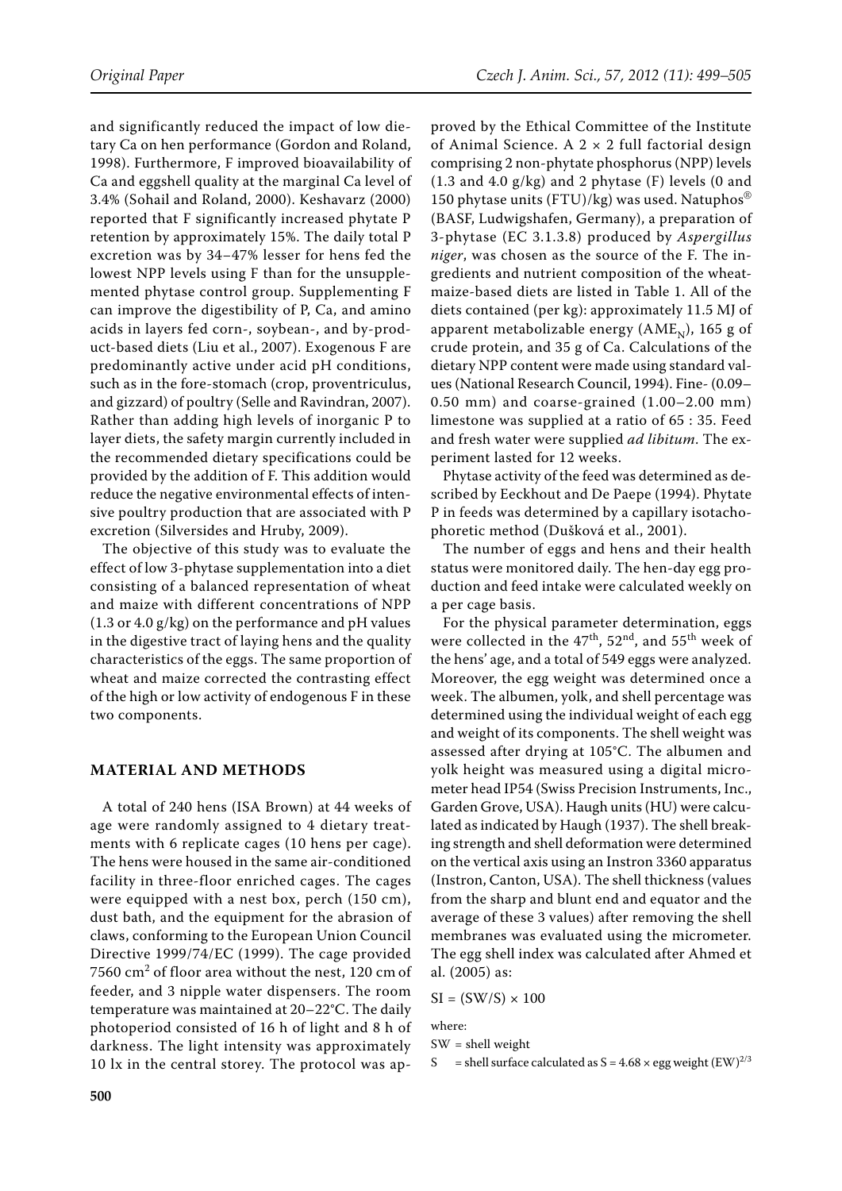and significantly reduced the impact of low dietary Ca on hen performance (Gordon and Roland, 1998). Furthermore, F improved bioavailability of Ca and eggshell quality at the marginal Ca level of 3.4% (Sohail and Roland, 2000). Keshavarz (2000) reported that F significantly increased phytate P retention by approximately 15%. The daily total P excretion was by 34–47% lesser for hens fed the lowest NPP levels using F than for the unsupplemented phytase control group. Supplementing F can improve the digestibility of P, Ca, and amino acids in layers fed corn-, soybean-, and by-product-based diets (Liu et al., 2007). Exogenous F are predominantly active under acid pH conditions, such as in the fore-stomach (crop, proventriculus, and gizzard) of poultry (Selle and Ravindran, 2007). Rather than adding high levels of inorganic P to layer diets, the safety margin currently included in the recommended dietary specifications could be provided by the addition of F. This addition would reduce the negative environmental effects of intensive poultry production that are associated with P excretion (Silversides and Hruby, 2009).

The objective of this study was to evaluate the effect of low 3-phytase supplementation into a diet consisting of a balanced representation of wheat and maize with different concentrations of NPP (1.3 or 4.0 g/kg) on the performance and pH values in the digestive tract of laying hens and the quality characteristics of the eggs. The same proportion of wheat and maize corrected the contrasting effect of the high or low activity of endogenous F in these two components.

## MATERIAL AND METHODS

A total of 240 hens (ISA Brown) at 44 weeks of age were randomly assigned to 4 dietary treatments with 6 replicate cages (10 hens per cage). The hens were housed in the same air-conditioned facility in three-floor enriched cages. The cages were equipped with a nest box, perch (150 cm), dust bath, and the equipment for the abrasion of claws, conforming to the European Union Council Directive 1999/74/EC (1999). The cage provided 7560 $cm^2$ of floor area without the nest, 120 cm of feeder, and 3 nipple water dispensers. The room temperature was maintained at 20–22°C. The daily photoperiod consisted of 16 h of light and 8 h of darkness. The light intensity was approximately 10 lx in the central storey. The protocol was approved by the Ethical Committee of the Institute of Animal Science. A 2 × 2 full factorial design comprising 2 non-phytate phosphorus (NPP) levels (1.3 and 4.0 g/kg) and 2 phytase (F) levels (0 and 150 phytase units (FTU)/kg) was used. Natuphos® (BASF, Ludwigshafen, Germany), a preparation of 3-phytase (EC 3.1.3.8) produced by *Aspergillus niger*, was chosen as the source of the F. The ingredients and nutrient composition of the wheat-maize-based diets are listed in Table 1. All of the diets contained (per kg): approximately 11.5 MJ of apparent metabolizable energy ($AME_N$), 165 g of crude protein, and 35 g of Ca. Calculations of the dietary NPP content were made using standard values (National Research Council, 1994). Fine- (0.09–0.50 mm) and coarse-grained (1.00–2.00 mm) limestone was supplied at a ratio of 65 : 35. Feed and fresh water were supplied *ad libitum*. The experiment lasted for 12 weeks.

Phytase activity of the feed was determined as described by Eeckhout and De Paepe (1994). Phytate P in feeds was determined by a capillary isotachophoretic method (Dušková et al., 2001).

The number of eggs and hens and their health status were monitored daily. The hen-day egg production and feed intake were calculated weekly on a per cage basis.

For the physical parameter determination, eggs were collected in the $47^{th}$, $52^{nd}$, and $55^{th}$ week of the hens' age, and a total of 549 eggs were analyzed. Moreover, the egg weight was determined once a week. The albumen, yolk, and shell percentage was determined using the individual weight of each egg and weight of its components. The shell weight was assessed after drying at 105°C. The albumen and yolk height was measured using a digital micrometer head IP54 (Swiss Precision Instruments, Inc., Garden Grove, USA). Haugh units (HU) were calculated as indicated by Haugh (1937). The shell breaking strength and shell deformation were determined on the vertical axis using an Instron 3360 apparatus (Instron, Canton, USA). The shell thickness (values from the sharp and blunt end and equator and the average of these 3 values) after removing the shell membranes was evaluated using the micrometer. The egg shell index was calculated after Ahmed et al. (2005) as:

$$SI = (SW/S) \times 100$$

where:

SW = shell weight

S = shell surface calculated as $S = 4.68 \times \text{egg weight } (EW)^{2/3}$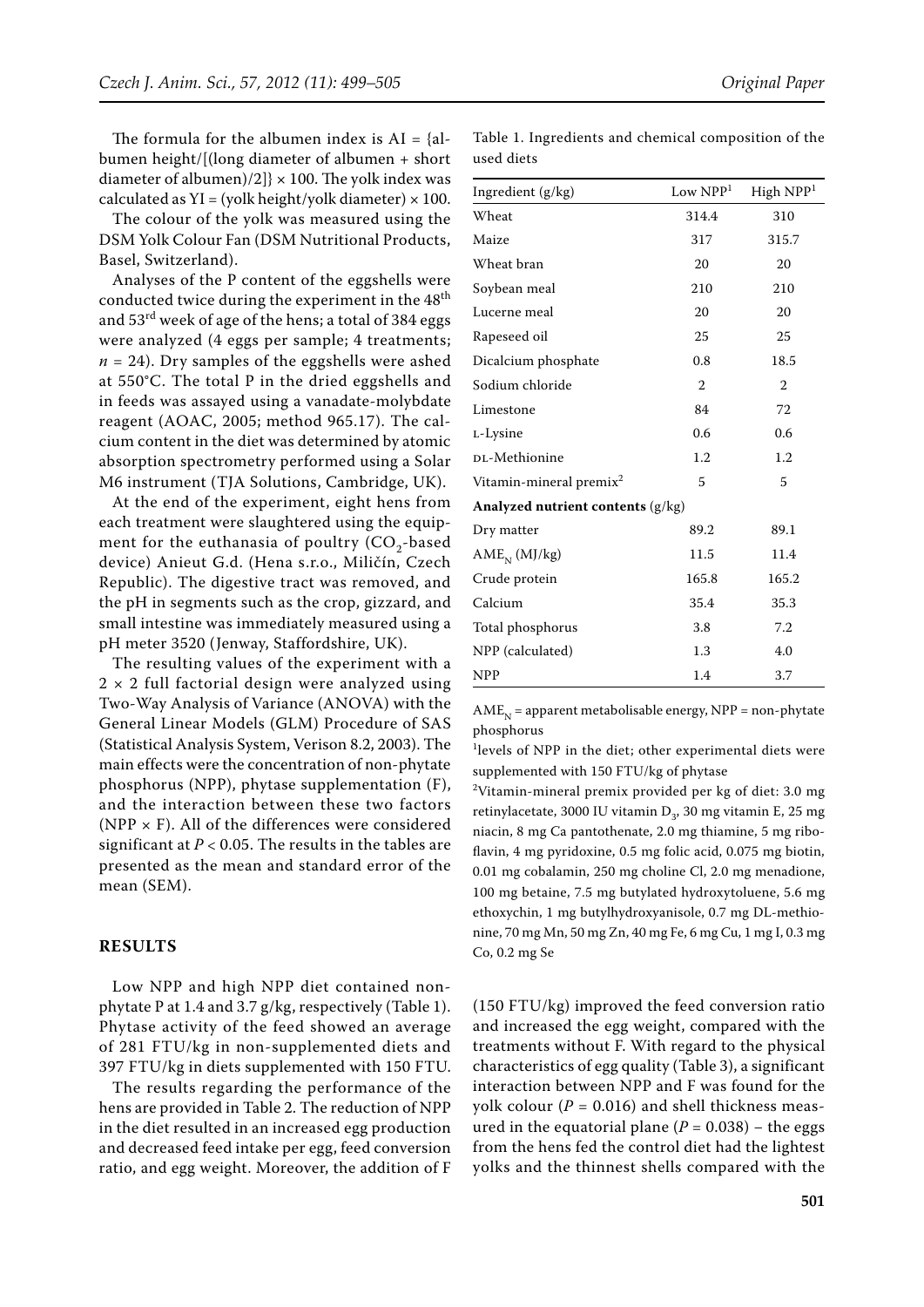The formula for the albumen index is AI = {albumen height/[(long diameter of albumen + short diameter of albumen)/2]} × 100. The yolk index was calculated as YI = (yolk height/yolk diameter) × 100.

The colour of the yolk was measured using the DSM Yolk Colour Fan (DSM Nutritional Products, Basel, Switzerland).

Analyses of the P content of the eggshells were conducted twice during the experiment in the 48th and 53rd week of age of the hens; a total of 384 eggs were analyzed (4 eggs per sample; 4 treatments; $n$ = 24). Dry samples of the eggshells were ashed at 550°C. The total P in the dried eggshells and in feeds was assayed using a vanadate-molybdate reagent (AOAC, 2005; method 965.17). The calcium content in the diet was determined by atomic absorption spectrometry performed using a Solar M6 instrument (TJA Solutions, Cambridge, UK).

At the end of the experiment, eight hens from each treatment were slaughtered using the equipment for the euthanasia of poultry ($CO_2$-based device) Anieut G.d. (Hena s.r.o., Miličín, Czech Republic). The digestive tract was removed, and the pH in segments such as the crop, gizzard, and small intestine was immediately measured using a pH meter 3520 (Jenway, Staffordshire, UK).

The resulting values of the experiment with a 2 × 2 full factorial design were analyzed using Two-Way Analysis of Variance (ANOVA) with the General Linear Models (GLM) Procedure of SAS (Statistical Analysis System, Verison 8.2, 2003). The main effects were the concentration of non-phytate phosphorus (NPP), phytase supplementation (F), and the interaction between these two factors (NPP × F). All of the differences were considered significant at $P < 0.05$. The results in the tables are presented as the mean and standard error of the mean (SEM).

## RESULTS

Low NPP and high NPP diet contained non-phytate P at 1.4 and 3.7 g/kg, respectively (Table 1). Phytase activity of the feed showed an average of 281 FTU/kg in non-supplemented diets and 397 FTU/kg in diets supplemented with 150 FTU.

The results regarding the performance of the hens are provided in Table 2. The reduction of NPP in the diet resulted in an increased egg production and decreased feed intake per egg, feed conversion ratio, and egg weight. Moreover, the addition of F (150 FTU/kg) improved the feed conversion ratio and increased the egg weight, compared with the treatments without F. With regard to the physical characteristics of egg quality (Table 3), a significant interaction between NPP and F was found for the yolk colour ($P$ = 0.016) and shell thickness measured in the equatorial plane ($P$ = 0.038) – the eggs from the hens fed the control diet had the lightest yolks and the thinnest shells compared with the

Table 1. Ingredients and chemical composition of the used diets

| Ingredient (g/kg) | Low NPP[1] | High NPP[1] |
|---|---|---|
| Wheat | 314.4 | 310 |
| Maize | 317 | 315.7 |
| Wheat bran | 20 | 20 |
| Soybean meal | 210 | 210 |
| Lucerne meal | 20 | 20 |
| Rapeseed oil | 25 | 25 |
| Dicalcium phosphate | 0.8 | 18.5 |
| Sodium chloride | 2 | 2 |
| Limestone | 84 | 72 |
| L-Lysine | 0.6 | 0.6 |
| DL-Methionine | 1.2 | 1.2 |
| Vitamin-mineral premix[2] | 5 | 5 |
| **Analyzed nutrient contents** (g/kg) | | |
| Dry matter | 89.2 | 89.1 |
| $AME_N$ (MJ/kg) | 11.5 | 11.4 |
| Crude protein | 165.8 | 165.2 |
| Calcium | 35.4 | 35.3 |
| Total phosphorus | 3.8 | 7.2 |
| NPP (calculated) | 1.3 | 4.0 |
| NPP | 1.4 | 3.7 |

$AME_N$ = apparent metabolisable energy, NPP = non-phytate phosphorus

[1]levels of NPP in the diet; other experimental diets were supplemented with 150 FTU/kg of phytase

[2]Vitamin-mineral premix provided per kg of diet: 3.0 mg retinylacetate, 3000 IU vitamin $D_3$, 30 mg vitamin E, 25 mg niacin, 8 mg Ca pantothenate, 2.0 mg thiamine, 5 mg riboflavin, 4 mg pyridoxine, 0.5 mg folic acid, 0.075 mg biotin, 0.01 mg cobalamin, 250 mg choline Cl, 2.0 mg menadione, 100 mg betaine, 7.5 mg butylated hydroxytoluene, 5.6 mg ethoxychin, 1 mg butylhydroxyanisole, 0.7 mg DL-methionine, 70 mg Mn, 50 mg Zn, 40 mg Fe, 6 mg Cu, 1 mg I, 0.3 mg Co, 0.2 mg Se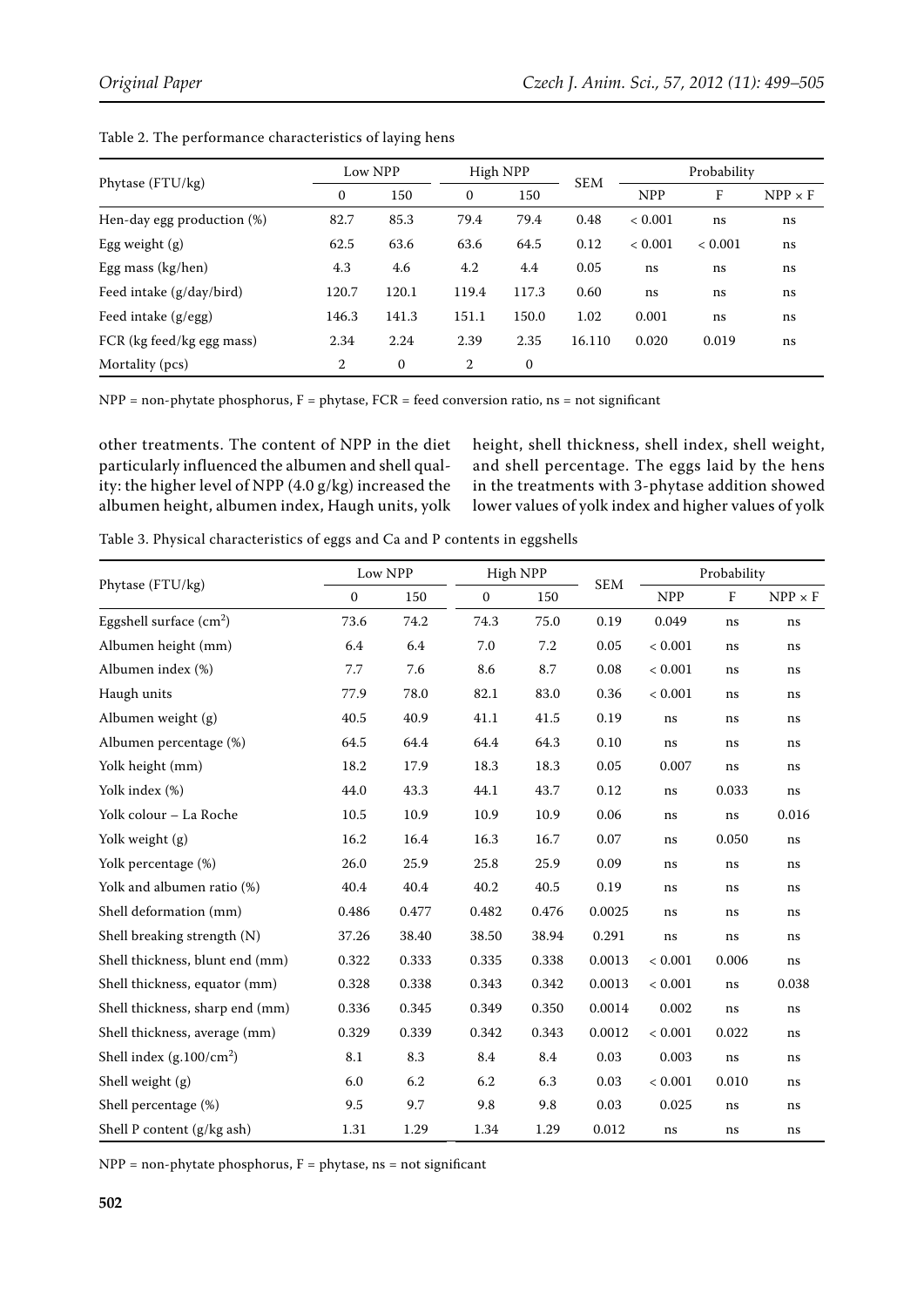Table 2. The performance characteristics of laying hens

| Phytase (FTU/kg) | Low NPP | | High NPP | | SEM | Probability | | |
|---|---|---|---|---|---|---|---|---|
| | 0 | 150 | 0 | 150 | | NPP | F | NPP × F |
| Hen-day egg production (%) | 82.7 | 85.3 | 79.4 | 79.4 | 0.48 | < 0.001 | ns | ns |
| Egg weight (g) | 62.5 | 63.6 | 63.6 | 64.5 | 0.12 | < 0.001 | < 0.001 | ns |
| Egg mass (kg/hen) | 4.3 | 4.6 | 4.2 | 4.4 | 0.05 | ns | ns | ns |
| Feed intake (g/day/bird) | 120.7 | 120.1 | 119.4 | 117.3 | 0.60 | ns | ns | ns |
| Feed intake (g/egg) | 146.3 | 141.3 | 151.1 | 150.0 | 1.02 | 0.001 | ns | ns |
| FCR (kg feed/kg egg mass) | 2.34 | 2.24 | 2.39 | 2.35 | 16.110 | 0.020 | 0.019 | ns |
| Mortality (pcs) | 2 | 0 | 2 | 0 | | | | |

NPP = non-phytate phosphorus, F = phytase, FCR = feed conversion ratio, ns = not significant

other treatments. The content of NPP in the diet particularly influenced the albumen and shell quality: the higher level of NPP (4.0 g/kg) increased the albumen height, albumen index, Haugh units, yolk height, shell thickness, shell index, shell weight, and shell percentage. The eggs laid by the hens in the treatments with 3-phytase addition showed lower values of yolk index and higher values of yolk

Table 3. Physical characteristics of eggs and Ca and P contents in eggshells

| Phytase (FTU/kg) | Low NPP | | High NPP | | SEM | Probability | | |
|---|---|---|---|---|---|---|---|---|
| | 0 | 150 | 0 | 150 | | NPP | F | NPP × F |
| Eggshell surface ($cm^2$) | 73.6 | 74.2 | 74.3 | 75.0 | 0.19 | 0.049 | ns | ns |
| Albumen height (mm) | 6.4 | 6.4 | 7.0 | 7.2 | 0.05 | < 0.001 | ns | ns |
| Albumen index (%) | 7.7 | 7.6 | 8.6 | 8.7 | 0.08 | < 0.001 | ns | ns |
| Haugh units | 77.9 | 78.0 | 82.1 | 83.0 | 0.36 | < 0.001 | ns | ns |
| Albumen weight (g) | 40.5 | 40.9 | 41.1 | 41.5 | 0.19 | ns | ns | ns |
| Albumen percentage (%) | 64.5 | 64.4 | 64.4 | 64.3 | 0.10 | ns | ns | ns |
| Yolk height (mm) | 18.2 | 17.9 | 18.3 | 18.3 | 0.05 | 0.007 | ns | ns |
| Yolk index (%) | 44.0 | 43.3 | 44.1 | 43.7 | 0.12 | ns | 0.033 | ns |
| Yolk colour – La Roche | 10.5 | 10.9 | 10.9 | 10.9 | 0.06 | ns | ns | 0.016 |
| Yolk weight (g) | 16.2 | 16.4 | 16.3 | 16.7 | 0.07 | ns | 0.050 | ns |
| Yolk percentage (%) | 26.0 | 25.9 | 25.8 | 25.9 | 0.09 | ns | ns | ns |
| Yolk and albumen ratio (%) | 40.4 | 40.4 | 40.2 | 40.5 | 0.19 | ns | ns | ns |
| Shell deformation (mm) | 0.486 | 0.477 | 0.482 | 0.476 | 0.0025 | ns | ns | ns |
| Shell breaking strength (N) | 37.26 | 38.40 | 38.50 | 38.94 | 0.291 | ns | ns | ns |
| Shell thickness, blunt end (mm) | 0.322 | 0.333 | 0.335 | 0.338 | 0.0013 | < 0.001 | 0.006 | ns |
| Shell thickness, equator (mm) | 0.328 | 0.338 | 0.343 | 0.342 | 0.0013 | < 0.001 | ns | 0.038 |
| Shell thickness, sharp end (mm) | 0.336 | 0.345 | 0.349 | 0.350 | 0.0014 | 0.002 | ns | ns |
| Shell thickness, average (mm) | 0.329 | 0.339 | 0.342 | 0.343 | 0.0012 | < 0.001 | 0.022 | ns |
| Shell index ($g.100/cm^2$) | 8.1 | 8.3 | 8.4 | 8.4 | 0.03 | 0.003 | ns | ns |
| Shell weight (g) | 6.0 | 6.2 | 6.2 | 6.3 | 0.03 | < 0.001 | 0.010 | ns |
| Shell percentage (%) | 9.5 | 9.7 | 9.8 | 9.8 | 0.03 | 0.025 | ns | ns |
| Shell P content (g/kg ash) | 1.31 | 1.29 | 1.34 | 1.29 | 0.012 | ns | ns | ns |

NPP = non-phytate phosphorus, F = phytase, ns = not significant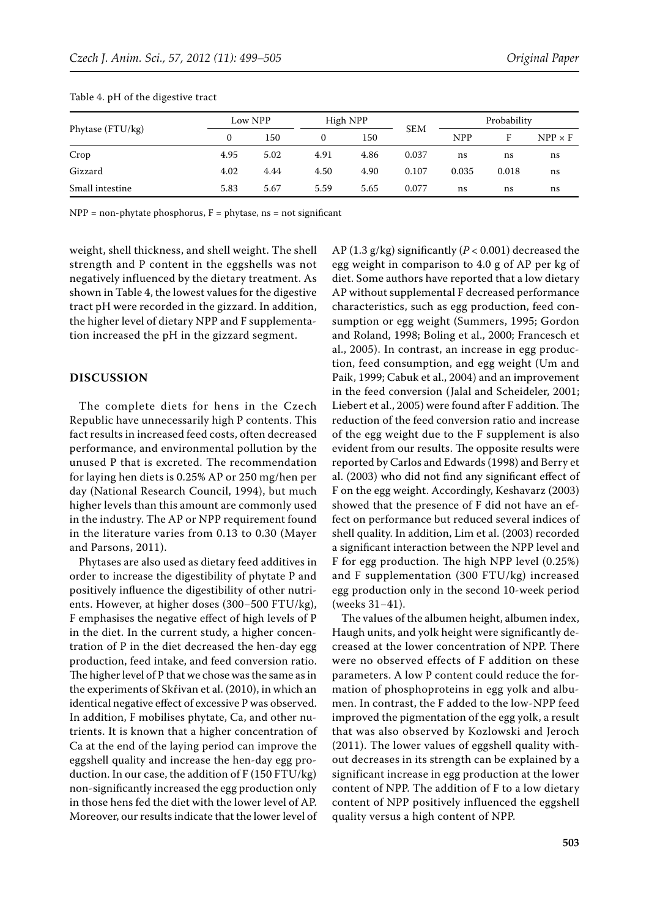Table 4. pH of the digestive tract

| Phytase (FTU/kg) | Low NPP | | High NPP | | SEM | Probability | | |
|---|---|---|---|---|---|---|---|---|
| | 0 | 150 | 0 | 150 | | NPP | F | NPP × F |
| Crop | 4.95 | 5.02 | 4.91 | 4.86 | 0.037 | ns | ns | ns |
| Gizzard | 4.02 | 4.44 | 4.50 | 4.90 | 0.107 | 0.035 | 0.018 | ns |
| Small intestine | 5.83 | 5.67 | 5.59 | 5.65 | 0.077 | ns | ns | ns |

NPP = non-phytate phosphorus, F = phytase, ns = not significant

weight, shell thickness, and shell weight. The shell strength and P content in the eggshells was not negatively influenced by the dietary treatment. As shown in Table 4, the lowest values for the digestive tract pH were recorded in the gizzard. In addition, the higher level of dietary NPP and F supplementation increased the pH in the gizzard segment.

## DISCUSSION

The complete diets for hens in the Czech Republic have unnecessarily high P contents. This fact results in increased feed costs, often decreased performance, and environmental pollution by the unused P that is excreted. The recommendation for laying hen diets is 0.25% AP or 250 mg/hen per day (National Research Council, 1994), but much higher levels than this amount are commonly used in the industry. The AP or NPP requirement found in the literature varies from 0.13 to 0.30 (Mayer and Parsons, 2011).

Phytases are also used as dietary feed additives in order to increase the digestibility of phytate P and positively influence the digestibility of other nutrients. However, at higher doses (300–500 FTU/kg), F emphasises the negative effect of high levels of P in the diet. In the current study, a higher concentration of P in the diet decreased the hen-day egg production, feed intake, and feed conversion ratio. The higher level of P that we chose was the same as in the experiments of Skřivan et al. (2010), in which an identical negative effect of excessive P was observed. In addition, F mobilises phytate, Ca, and other nutrients. It is known that a higher concentration of Ca at the end of the laying period can improve the eggshell quality and increase the hen-day egg production. In our case, the addition of F (150 FTU/kg) non-significantly increased the egg production only in those hens fed the diet with the lower level of AP. Moreover, our results indicate that the lower level of AP (1.3 g/kg) significantly ($P < 0.001$) decreased the egg weight in comparison to 4.0 g of AP per kg of diet. Some authors have reported that a low dietary AP without supplemental F decreased performance characteristics, such as egg production, feed consumption or egg weight (Summers, 1995; Gordon and Roland, 1998; Boling et al., 2000; Francesch et al., 2005). In contrast, an increase in egg production, feed consumption, and egg weight (Um and Paik, 1999; Cabuk et al., 2004) and an improvement in the feed conversion (Jalal and Scheideler, 2001; Liebert et al., 2005) were found after F addition. The reduction of the feed conversion ratio and increase of the egg weight due to the F supplement is also evident from our results. The opposite results were reported by Carlos and Edwards (1998) and Berry et al. (2003) who did not find any significant effect of F on the egg weight. Accordingly, Keshavarz (2003) showed that the presence of F did not have an effect on performance but reduced several indices of shell quality. In addition, Lim et al. (2003) recorded a significant interaction between the NPP level and F for egg production. The high NPP level (0.25%) and F supplementation (300 FTU/kg) increased egg production only in the second 10-week period (weeks 31–41).

The values of the albumen height, albumen index, Haugh units, and yolk height were significantly decreased at the lower concentration of NPP. There were no observed effects of F addition on these parameters. A low P content could reduce the formation of phosphoproteins in egg yolk and albumen. In contrast, the F added to the low-NPP feed improved the pigmentation of the egg yolk, a result that was also observed by Kozlowski and Jeroch (2011). The lower values of eggshell quality without decreases in its strength can be explained by a significant increase in egg production at the lower content of NPP. The addition of F to a low dietary content of NPP positively influenced the eggshell quality versus a high content of NPP.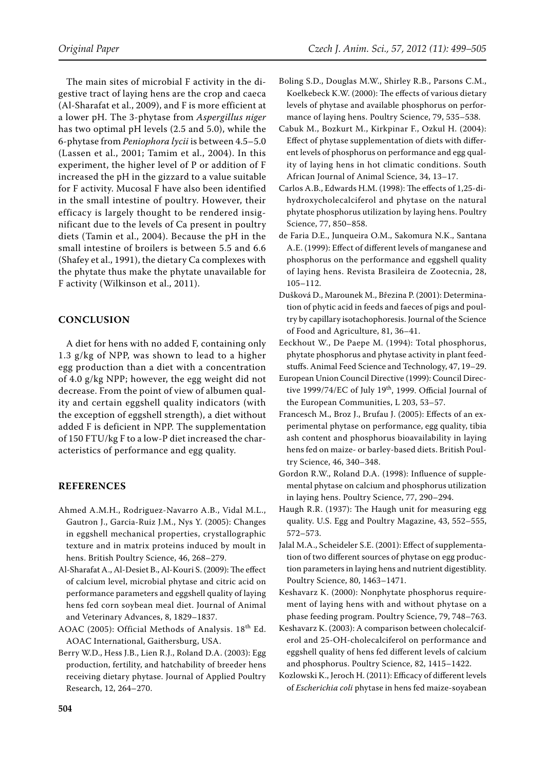The main sites of microbial F activity in the digestive tract of laying hens are the crop and caeca (Al-Sharafat et al., 2009), and F is more efficient at a lower pH. The 3-phytase from *Aspergillus niger* has two optimal pH levels (2.5 and 5.0), while the 6-phytase from *Peniophora lycii* is between 4.5–5.0 (Lassen et al., 2001; Tamim et al., 2004). In this experiment, the higher level of P or addition of F increased the pH in the gizzard to a value suitable for F activity. Mucosal F have also been identified in the small intestine of poultry. However, their efficacy is largely thought to be rendered insignificant due to the levels of Ca present in poultry diets (Tamin et al., 2004). Because the pH in the small intestine of broilers is between 5.5 and 6.6 (Shafey et al., 1991), the dietary Ca complexes with the phytate thus make the phytate unavailable for F activity (Wilkinson et al., 2011).

## CONCLUSION

A diet for hens with no added F, containing only 1.3 g/kg of NPP, was shown to lead to a higher egg production than a diet with a concentration of 4.0 g/kg NPP; however, the egg weight did not decrease. From the point of view of albumen quality and certain eggshell quality indicators (with the exception of eggshell strength), a diet without added F is deficient in NPP. The supplementation of 150 FTU/kg F to a low-P diet increased the characteristics of performance and egg quality.

## REFERENCES

Ahmed A.M.H., Rodriguez-Navarro A.B., Vidal M.L., Gautron J., Garcia-Ruiz J.M., Nys Y. (2005): Changes in eggshell mechanical properties, crystallographic texture and in matrix proteins induced by moult in hens. British Poultry Science, 46, 268–279.

Al-Sharafat A., Al-Desiet B., Al-Kouri S. (2009): The effect of calcium level, microbial phytase and citric acid on performance parameters and eggshell quality of laying hens fed corn soybean meal diet. Journal of Animal and Veterinary Advances, 8, 1829–1837.

AOAC (2005): Official Methods of Analysis. 18th Ed. AOAC International, Gaithersburg, USA.

Berry W.D., Hess J.B., Lien R.J., Roland D.A. (2003): Egg production, fertility, and hatchability of breeder hens receiving dietary phytase. Journal of Applied Poultry Research, 12, 264–270.

Boling S.D., Douglas M.W., Shirley R.B., Parsons C.M., Koelkebeck K.W. (2000): The effects of various dietary levels of phytase and available phosphorus on performance of laying hens. Poultry Science, 79, 535–538.

Cabuk M., Bozkurt M., Kirkpinar F., Ozkul H. (2004): Effect of phytase supplementation of diets with different levels of phosphorus on performance and egg quality of laying hens in hot climatic conditions. South African Journal of Animal Science, 34, 13–17.

Carlos A.B., Edwards H.M. (1998): The effects of 1,25-dihydroxycholecalciferol and phytase on the natural phytate phosphorus utilization by laying hens. Poultry Science, 77, 850–858.

de Faria D.E., Junqueira O.M., Sakomura N.K., Santana A.E. (1999): Effect of different levels of manganese and phosphorus on the performance and eggshell quality of laying hens. Revista Brasileira de Zootecnia, 28, 105–112.

Dušková D., Marounek M., Březina P. (2001): Determination of phytic acid in feeds and faeces of pigs and poultry by capillary isotachophoresis. Journal of the Science of Food and Agriculture, 81, 36–41.

Eeckhout W., De Paepe M. (1994): Total phosphorus, phytate phosphorus and phytase activity in plant feedstuffs. Animal Feed Science and Technology, 47, 19–29.

European Union Council Directive (1999): Council Directive 1999/74/EC of July 19th, 1999. Official Journal of the European Communities, L 203, 53–57.

Francesch M., Broz J., Brufau J. (2005): Effects of an experimental phytase on performance, egg quality, tibia ash content and phosphorus bioavailability in laying hens fed on maize- or barley-based diets. British Poultry Science, 46, 340–348.

Gordon R.W., Roland D.A. (1998): Influence of supplemental phytase on calcium and phosphorus utilization in laying hens. Poultry Science, 77, 290–294.

Haugh R.R. (1937): The Haugh unit for measuring egg quality. U.S. Egg and Poultry Magazine, 43, 552–555, 572–573.

Jalal M.A., Scheideler S.E. (2001): Effect of supplementation of two different sources of phytase on egg production parameters in laying hens and nutrient digestiblity. Poultry Science, 80, 1463–1471.

Keshavarz K. (2000): Nonphytate phosphorus requirement of laying hens with and without phytase on a phase feeding program. Poultry Science, 79, 748–763.

Keshavarz K. (2003): A comparison between cholecalciferol and 25-OH-cholecalciferol on performance and eggshell quality of hens fed different levels of calcium and phosphorus. Poultry Science, 82, 1415–1422.

Kozlowski K., Jeroch H. (2011): Efficacy of different levels of *Escherichia coli* phytase in hens fed maize-soyabean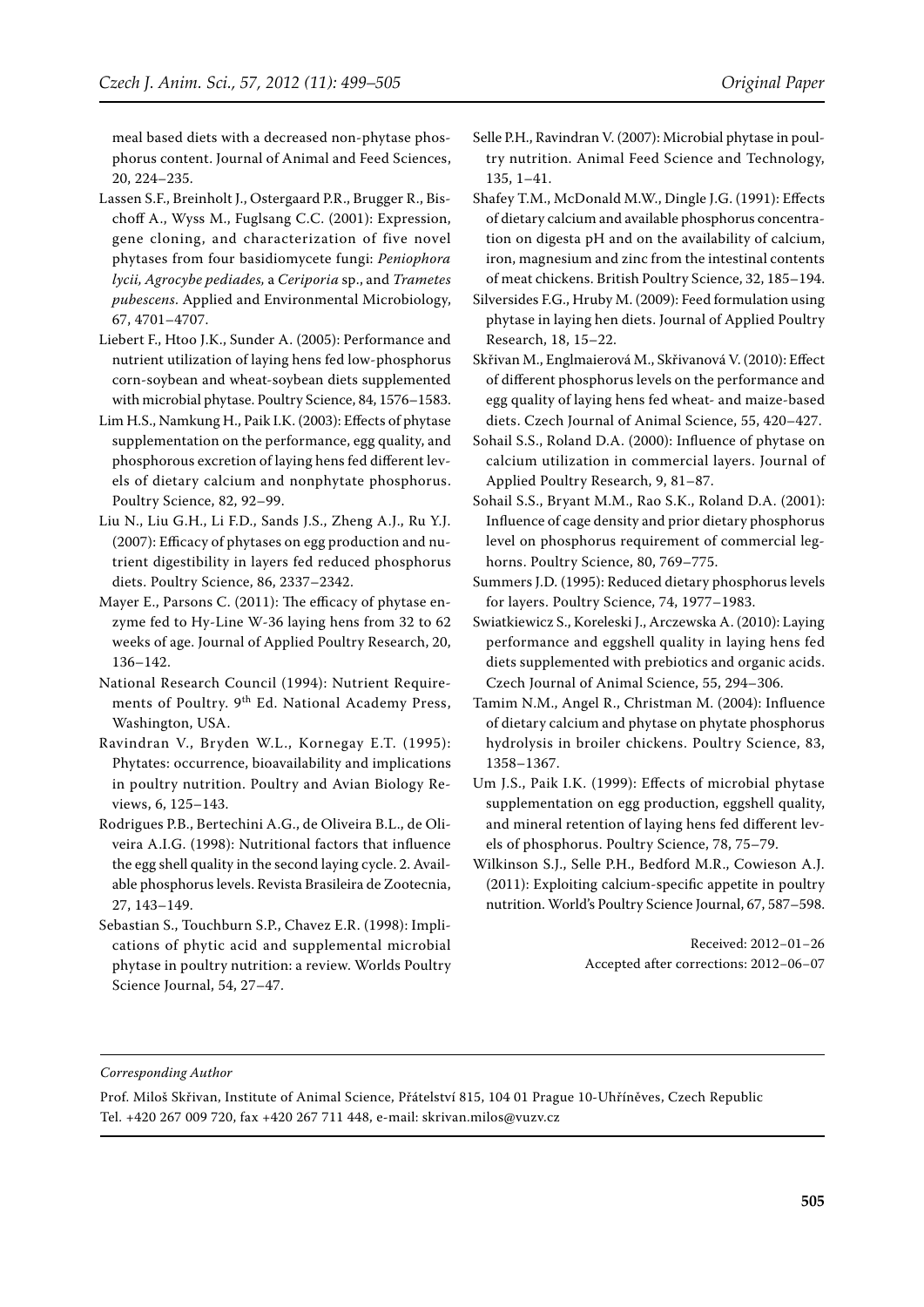meal based diets with a decreased non-phytase phosphorus content. Journal of Animal and Feed Sciences, 20, 224–235.

Lassen S.F., Breinholt J., Ostergaard P.R., Brugger R., Bischoff A., Wyss M., Fuglsang C.C. (2001): Expression, gene cloning, and characterization of five novel phytases from four basidiomycete fungi: *Peniophora lycii, Agrocybe pediades,* a *Ceriporia* sp., and *Trametes pubescens*. Applied and Environmental Microbiology, 67, 4701–4707.

Liebert F., Htoo J.K., Sunder A. (2005): Performance and nutrient utilization of laying hens fed low-phosphorus corn-soybean and wheat-soybean diets supplemented with microbial phytase. Poultry Science, 84, 1576–1583.

Lim H.S., Namkung H., Paik I.K. (2003): Effects of phytase supplementation on the performance, egg quality, and phosphorous excretion of laying hens fed different levels of dietary calcium and nonphytate phosphorus. Poultry Science, 82, 92–99.

Liu N., Liu G.H., Li F.D., Sands J.S., Zheng A.J., Ru Y.J. (2007): Efficacy of phytases on egg production and nutrient digestibility in layers fed reduced phosphorus diets. Poultry Science, 86, 2337–2342.

Mayer E., Parsons C. (2011): The efficacy of phytase enzyme fed to Hy-Line W-36 laying hens from 32 to 62 weeks of age. Journal of Applied Poultry Research, 20, 136–142.

National Research Council (1994): Nutrient Requirements of Poultry. 9th Ed. National Academy Press, Washington, USA.

Ravindran V., Bryden W.L., Kornegay E.T. (1995): Phytates: occurrence, bioavailability and implications in poultry nutrition. Poultry and Avian Biology Reviews, 6, 125–143.

Rodrigues P.B., Bertechini A.G., de Oliveira B.L., de Oliveira A.I.G. (1998): Nutritional factors that influence the egg shell quality in the second laying cycle. 2. Available phosphorus levels. Revista Brasileira de Zootecnia, 27, 143–149.

Sebastian S., Touchburn S.P., Chavez E.R. (1998): Implications of phytic acid and supplemental microbial phytase in poultry nutrition: a review. Worlds Poultry Science Journal, 54, 27–47.

Selle P.H., Ravindran V. (2007): Microbial phytase in poultry nutrition. Animal Feed Science and Technology, 135, 1–41.

Shafey T.M., McDonald M.W., Dingle J.G. (1991): Effects of dietary calcium and available phosphorus concentration on digesta pH and on the availability of calcium, iron, magnesium and zinc from the intestinal contents of meat chickens. British Poultry Science, 32, 185–194.

Silversides F.G., Hruby M. (2009): Feed formulation using phytase in laying hen diets. Journal of Applied Poultry Research, 18, 15–22.

Skřivan M., Englmaierová M., Skřivanová V. (2010): Effect of different phosphorus levels on the performance and egg quality of laying hens fed wheat- and maize-based diets. Czech Journal of Animal Science, 55, 420–427.

Sohail S.S., Roland D.A. (2000): Influence of phytase on calcium utilization in commercial layers. Journal of Applied Poultry Research, 9, 81–87.

Sohail S.S., Bryant M.M., Rao S.K., Roland D.A. (2001): Influence of cage density and prior dietary phosphorus level on phosphorus requirement of commercial leghorns. Poultry Science, 80, 769–775.

Summers J.D. (1995): Reduced dietary phosphorus levels for layers. Poultry Science, 74, 1977–1983.

Swiatkiewicz S., Koreleski J., Arczewska A. (2010): Laying performance and eggshell quality in laying hens fed diets supplemented with prebiotics and organic acids. Czech Journal of Animal Science, 55, 294–306.

Tamim N.M., Angel R., Christman M. (2004): Influence of dietary calcium and phytase on phytate phosphorus hydrolysis in broiler chickens. Poultry Science, 83, 1358–1367.

Um J.S., Paik I.K. (1999): Effects of microbial phytase supplementation on egg production, eggshell quality, and mineral retention of laying hens fed different levels of phosphorus. Poultry Science, 78, 75–79.

Wilkinson S.J., Selle P.H., Bedford M.R., Cowieson A.J. (2011): Exploiting calcium-specific appetite in poultry nutrition. World's Poultry Science Journal, 67, 587–598.

Received: 2012–01–26
Accepted after corrections: 2012–06–07

*Corresponding Author*

Prof. Miloš Skřivan, Institute of Animal Science, Přátelství 815, 104 01 Prague 10-Uhříněves, Czech Republic
Tel. +420 267 009 720, fax +420 267 711 448, e-mail: skrivan.milos@vuzv.cz